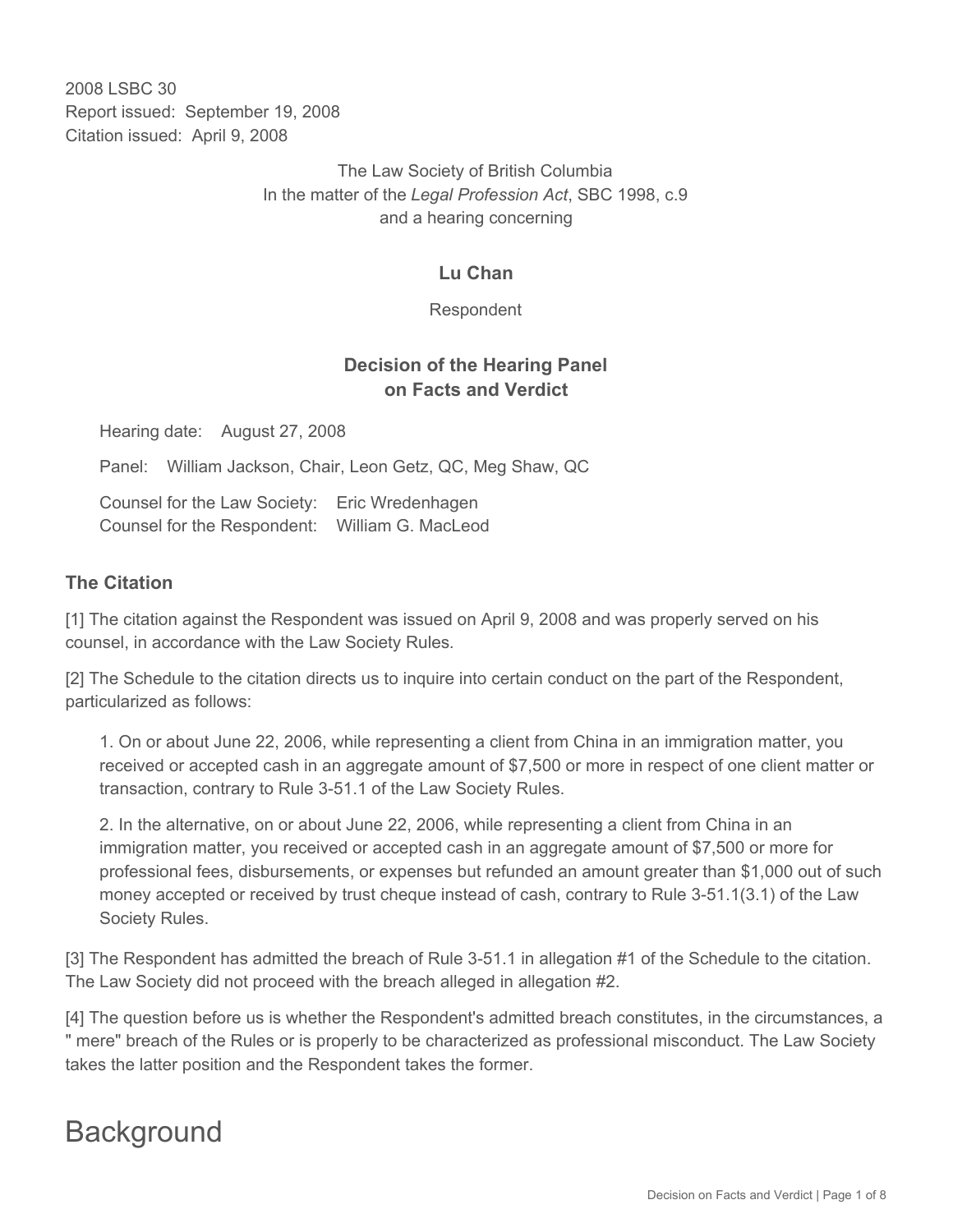2008 LSBC 30
Report issued: September 19, 2008
Citation issued: April 9, 2008

The Law Society of British Columbia
In the matter of the *Legal Profession Act*, SBC 1998, c.9
and a hearing concerning

**Lu Chan**

Respondent

**Decision of the Hearing Panel on Facts and Verdict**

Hearing date: August 27, 2008

Panel: William Jackson, Chair, Leon Getz, QC, Meg Shaw, QC

Counsel for the Law Society: Eric Wredenhagen
Counsel for the Respondent: William G. MacLeod

### The Citation

[1] The citation against the Respondent was issued on April 9, 2008 and was properly served on his counsel, in accordance with the Law Society Rules.

[2] The Schedule to the citation directs us to inquire into certain conduct on the part of the Respondent, particularized as follows:

> 1. On or about June 22, 2006, while representing a client from China in an immigration matter, you received or accepted cash in an aggregate amount of $7,500 or more in respect of one client matter or transaction, contrary to Rule 3-51.1 of the Law Society Rules.
>
> 2. In the alternative, on or about June 22, 2006, while representing a client from China in an immigration matter, you received or accepted cash in an aggregate amount of $7,500 or more for professional fees, disbursements, or expenses but refunded an amount greater than $1,000 out of such money accepted or received by trust cheque instead of cash, contrary to Rule 3-51.1(3.1) of the Law Society Rules.

[3] The Respondent has admitted the breach of Rule 3-51.1 in allegation #1 of the Schedule to the citation. The Law Society did not proceed with the breach alleged in allegation #2.

[4] The question before us is whether the Respondent's admitted breach constitutes, in the circumstances, a " mere" breach of the Rules or is properly to be characterized as professional misconduct. The Law Society takes the latter position and the Respondent takes the former.

# Background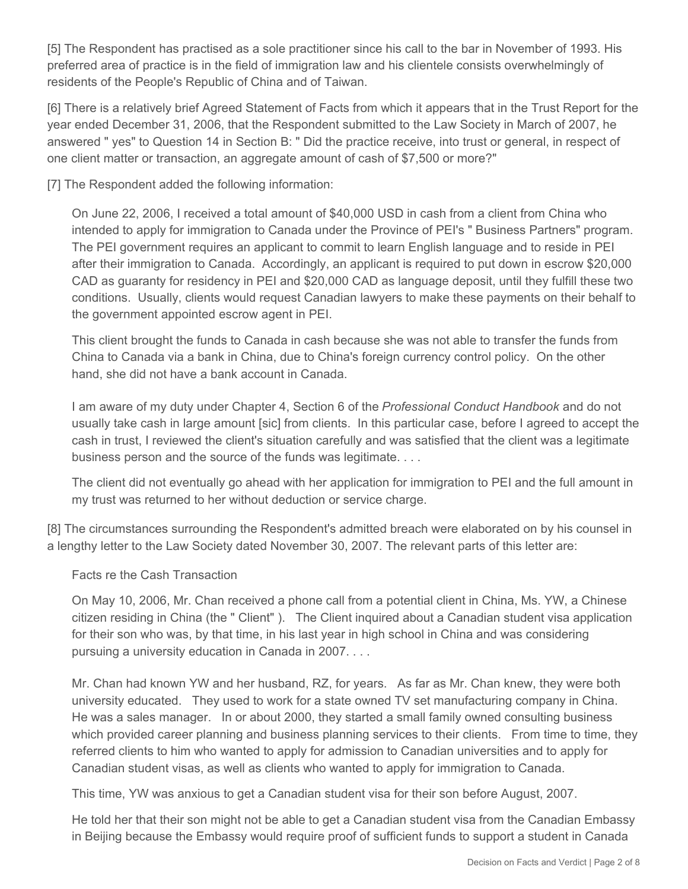[5] The Respondent has practised as a sole practitioner since his call to the bar in November of 1993. His preferred area of practice is in the field of immigration law and his clientele consists overwhelmingly of residents of the People's Republic of China and of Taiwan.

[6] There is a relatively brief Agreed Statement of Facts from which it appears that in the Trust Report for the year ended December 31, 2006, that the Respondent submitted to the Law Society in March of 2007, he answered " yes" to Question 14 in Section B: " Did the practice receive, into trust or general, in respect of one client matter or transaction, an aggregate amount of cash of $7,500 or more?"

[7] The Respondent added the following information:

> On June 22, 2006, I received a total amount of $40,000 USD in cash from a client from China who intended to apply for immigration to Canada under the Province of PEI's " Business Partners" program. The PEI government requires an applicant to commit to learn English language and to reside in PEI after their immigration to Canada. Accordingly, an applicant is required to put down in escrow $20,000 CAD as guaranty for residency in PEI and $20,000 CAD as language deposit, until they fulfill these two conditions. Usually, clients would request Canadian lawyers to make these payments on their behalf to the government appointed escrow agent in PEI.
>
> This client brought the funds to Canada in cash because she was not able to transfer the funds from China to Canada via a bank in China, due to China's foreign currency control policy. On the other hand, she did not have a bank account in Canada.
>
> I am aware of my duty under Chapter 4, Section 6 of the *Professional Conduct Handbook* and do not usually take cash in large amount [sic] from clients. In this particular case, before I agreed to accept the cash in trust, I reviewed the client's situation carefully and was satisfied that the client was a legitimate business person and the source of the funds was legitimate. . . .
>
> The client did not eventually go ahead with her application for immigration to PEI and the full amount in my trust was returned to her without deduction or service charge.

[8] The circumstances surrounding the Respondent's admitted breach were elaborated on by his counsel in a lengthy letter to the Law Society dated November 30, 2007. The relevant parts of this letter are:

> Facts re the Cash Transaction
>
> On May 10, 2006, Mr. Chan received a phone call from a potential client in China, Ms. YW, a Chinese citizen residing in China (the " Client" ). The Client inquired about a Canadian student visa application for their son who was, by that time, in his last year in high school in China and was considering pursuing a university education in Canada in 2007. . . .
>
> Mr. Chan had known YW and her husband, RZ, for years. As far as Mr. Chan knew, they were both university educated. They used to work for a state owned TV set manufacturing company in China. He was a sales manager. In or about 2000, they started a small family owned consulting business which provided career planning and business planning services to their clients. From time to time, they referred clients to him who wanted to apply for admission to Canadian universities and to apply for Canadian student visas, as well as clients who wanted to apply for immigration to Canada.
>
> This time, YW was anxious to get a Canadian student visa for their son before August, 2007.
>
> He told her that their son might not be able to get a Canadian student visa from the Canadian Embassy in Beijing because the Embassy would require proof of sufficient funds to support a student in Canada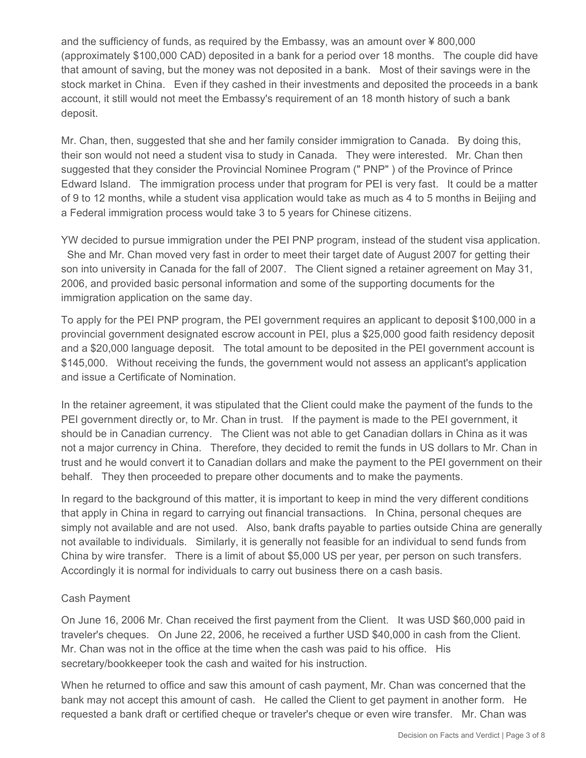and the sufficiency of funds, as required by the Embassy, was an amount over ¥ 800,000 (approximately $100,000 CAD) deposited in a bank for a period over 18 months. The couple did have that amount of saving, but the money was not deposited in a bank. Most of their savings were in the stock market in China. Even if they cashed in their investments and deposited the proceeds in a bank account, it still would not meet the Embassy's requirement of an 18 month history of such a bank deposit.

Mr. Chan, then, suggested that she and her family consider immigration to Canada. By doing this, their son would not need a student visa to study in Canada. They were interested. Mr. Chan then suggested that they consider the Provincial Nominee Program (" PNP" ) of the Province of Prince Edward Island. The immigration process under that program for PEI is very fast. It could be a matter of 9 to 12 months, while a student visa application would take as much as 4 to 5 months in Beijing and a Federal immigration process would take 3 to 5 years for Chinese citizens.

YW decided to pursue immigration under the PEI PNP program, instead of the student visa application. She and Mr. Chan moved very fast in order to meet their target date of August 2007 for getting their son into university in Canada for the fall of 2007. The Client signed a retainer agreement on May 31, 2006, and provided basic personal information and some of the supporting documents for the immigration application on the same day.

To apply for the PEI PNP program, the PEI government requires an applicant to deposit $100,000 in a provincial government designated escrow account in PEI, plus a $25,000 good faith residency deposit and a $20,000 language deposit. The total amount to be deposited in the PEI government account is $145,000. Without receiving the funds, the government would not assess an applicant's application and issue a Certificate of Nomination.

In the retainer agreement, it was stipulated that the Client could make the payment of the funds to the PEI government directly or, to Mr. Chan in trust. If the payment is made to the PEI government, it should be in Canadian currency. The Client was not able to get Canadian dollars in China as it was not a major currency in China. Therefore, they decided to remit the funds in US dollars to Mr. Chan in trust and he would convert it to Canadian dollars and make the payment to the PEI government on their behalf. They then proceeded to prepare other documents and to make the payments.

In regard to the background of this matter, it is important to keep in mind the very different conditions that apply in China in regard to carrying out financial transactions. In China, personal cheques are simply not available and are not used. Also, bank drafts payable to parties outside China are generally not available to individuals. Similarly, it is generally not feasible for an individual to send funds from China by wire transfer. There is a limit of about $5,000 US per year, per person on such transfers. Accordingly it is normal for individuals to carry out business there on a cash basis.

### Cash Payment

On June 16, 2006 Mr. Chan received the first payment from the Client. It was USD $60,000 paid in traveler's cheques. On June 22, 2006, he received a further USD $40,000 in cash from the Client. Mr. Chan was not in the office at the time when the cash was paid to his office. His secretary/bookkeeper took the cash and waited for his instruction.

When he returned to office and saw this amount of cash payment, Mr. Chan was concerned that the bank may not accept this amount of cash. He called the Client to get payment in another form. He requested a bank draft or certified cheque or traveler's cheque or even wire transfer. Mr. Chan was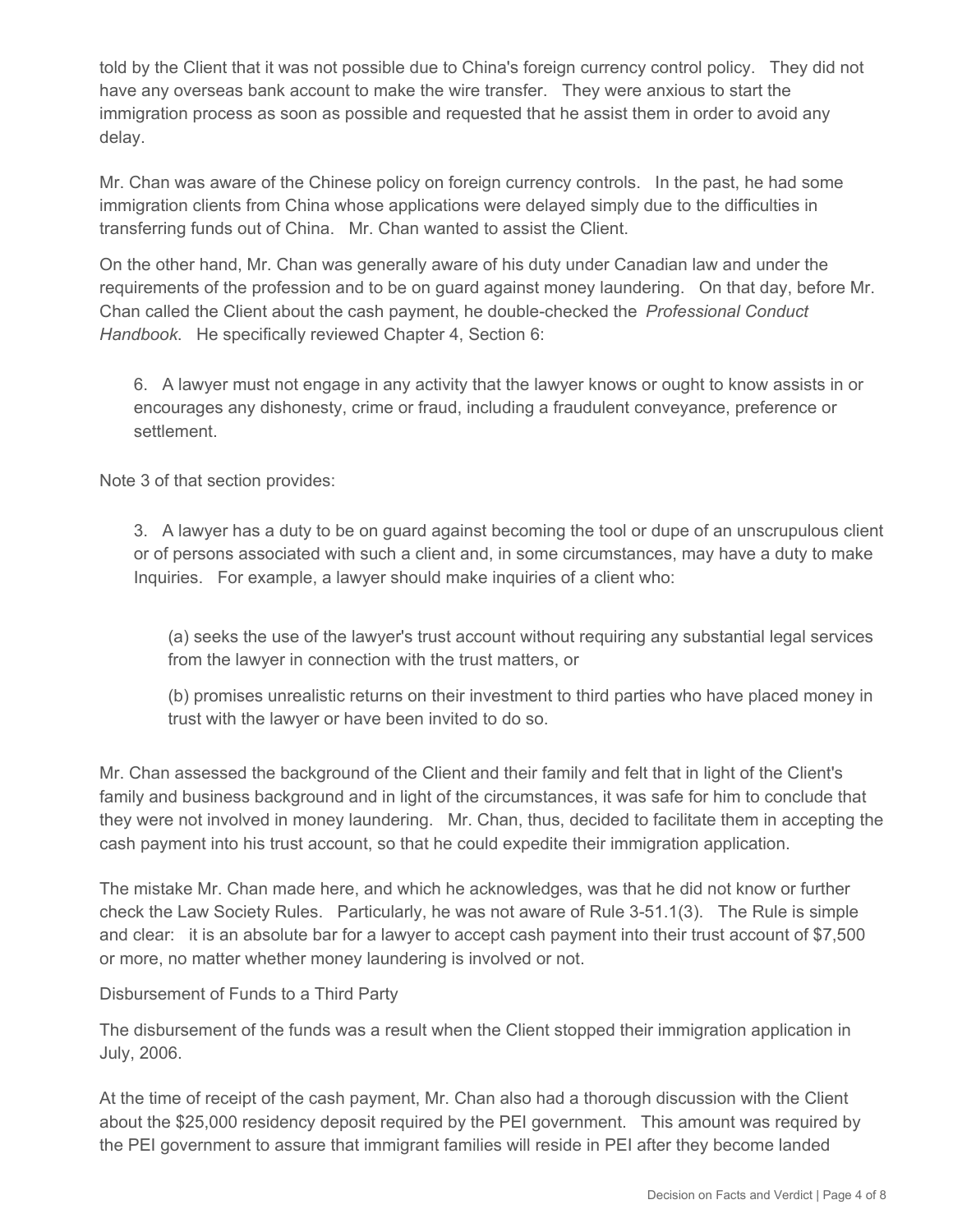told by the Client that it was not possible due to China's foreign currency control policy. They did not have any overseas bank account to make the wire transfer. They were anxious to start the immigration process as soon as possible and requested that he assist them in order to avoid any delay.

Mr. Chan was aware of the Chinese policy on foreign currency controls. In the past, he had some immigration clients from China whose applications were delayed simply due to the difficulties in transferring funds out of China. Mr. Chan wanted to assist the Client.

On the other hand, Mr. Chan was generally aware of his duty under Canadian law and under the requirements of the profession and to be on guard against money laundering. On that day, before Mr. Chan called the Client about the cash payment, he double-checked the *Professional Conduct Handbook*. He specifically reviewed Chapter 4, Section 6:

> 6. A lawyer must not engage in any activity that the lawyer knows or ought to know assists in or encourages any dishonesty, crime or fraud, including a fraudulent conveyance, preference or settlement.

Note 3 of that section provides:

> 3. A lawyer has a duty to be on guard against becoming the tool or dupe of an unscrupulous client or of persons associated with such a client and, in some circumstances, may have a duty to make Inquiries. For example, a lawyer should make inquiries of a client who:
>
> (a) seeks the use of the lawyer's trust account without requiring any substantial legal services from the lawyer in connection with the trust matters, or
>
> (b) promises unrealistic returns on their investment to third parties who have placed money in trust with the lawyer or have been invited to do so.

Mr. Chan assessed the background of the Client and their family and felt that in light of the Client's family and business background and in light of the circumstances, it was safe for him to conclude that they were not involved in money laundering. Mr. Chan, thus, decided to facilitate them in accepting the cash payment into his trust account, so that he could expedite their immigration application.

The mistake Mr. Chan made here, and which he acknowledges, was that he did not know or further check the Law Society Rules. Particularly, he was not aware of Rule 3-51.1(3). The Rule is simple and clear: it is an absolute bar for a lawyer to accept cash payment into their trust account of $7,500 or more, no matter whether money laundering is involved or not.

Disbursement of Funds to a Third Party

The disbursement of the funds was a result when the Client stopped their immigration application in July, 2006.

At the time of receipt of the cash payment, Mr. Chan also had a thorough discussion with the Client about the $25,000 residency deposit required by the PEI government. This amount was required by the PEI government to assure that immigrant families will reside in PEI after they become landed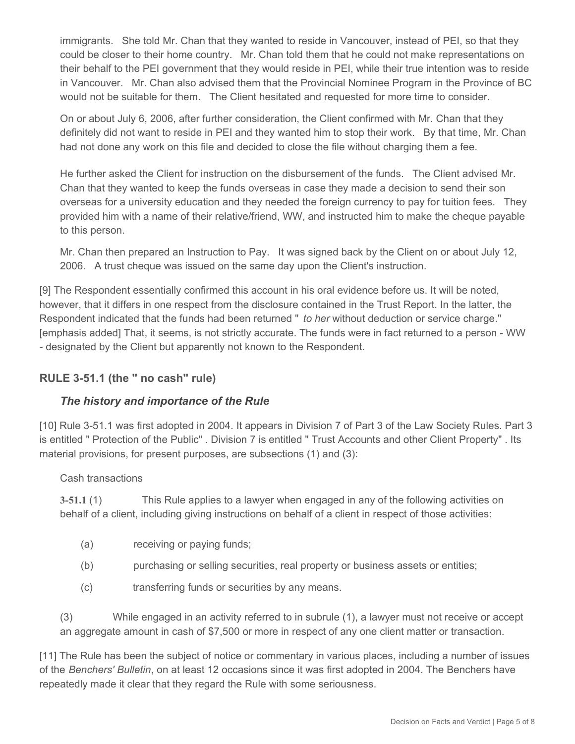immigrants. She told Mr. Chan that they wanted to reside in Vancouver, instead of PEI, so that they could be closer to their home country. Mr. Chan told them that he could not make representations on their behalf to the PEI government that they would reside in PEI, while their true intention was to reside in Vancouver. Mr. Chan also advised them that the Provincial Nominee Program in the Province of BC would not be suitable for them. The Client hesitated and requested for more time to consider.

> On or about July 6, 2006, after further consideration, the Client confirmed with Mr. Chan that they definitely did not want to reside in PEI and they wanted him to stop their work. By that time, Mr. Chan had not done any work on this file and decided to close the file without charging them a fee.
>
> He further asked the Client for instruction on the disbursement of the funds. The Client advised Mr. Chan that they wanted to keep the funds overseas in case they made a decision to send their son overseas for a university education and they needed the foreign currency to pay for tuition fees. They provided him with a name of their relative/friend, WW, and instructed him to make the cheque payable to this person.
>
> Mr. Chan then prepared an Instruction to Pay. It was signed back by the Client on or about July 12, 2006. A trust cheque was issued on the same day upon the Client's instruction.

[9] The Respondent essentially confirmed this account in his oral evidence before us. It will be noted, however, that it differs in one respect from the disclosure contained in the Trust Report. In the latter, the Respondent indicated that the funds had been returned " *to her* without deduction or service charge." [emphasis added] That, it seems, is not strictly accurate. The funds were in fact returned to a person - WW - designated by the Client but apparently not known to the Respondent.

### RULE 3-51.1 (the " no cash" rule)

#### *The history and importance of the Rule*

[10] Rule 3-51.1 was first adopted in 2004. It appears in Division 7 of Part 3 of the Law Society Rules. Part 3 is entitled " Protection of the Public" . Division 7 is entitled " Trust Accounts and other Client Property" . Its material provisions, for present purposes, are subsections (1) and (3):

> Cash transactions
>
> **3-51.1** (1) This Rule applies to a lawyer when engaged in any of the following activities on behalf of a client, including giving instructions on behalf of a client in respect of those activities:
>
> (a) receiving or paying funds;
>
> (b) purchasing or selling securities, real property or business assets or entities;
>
> (c) transferring funds or securities by any means.
>
> (3) While engaged in an activity referred to in subrule (1), a lawyer must not receive or accept an aggregate amount in cash of $7,500 or more in respect of any one client matter or transaction.

[11] The Rule has been the subject of notice or commentary in various places, including a number of issues of the *Benchers' Bulletin*, on at least 12 occasions since it was first adopted in 2004. The Benchers have repeatedly made it clear that they regard the Rule with some seriousness.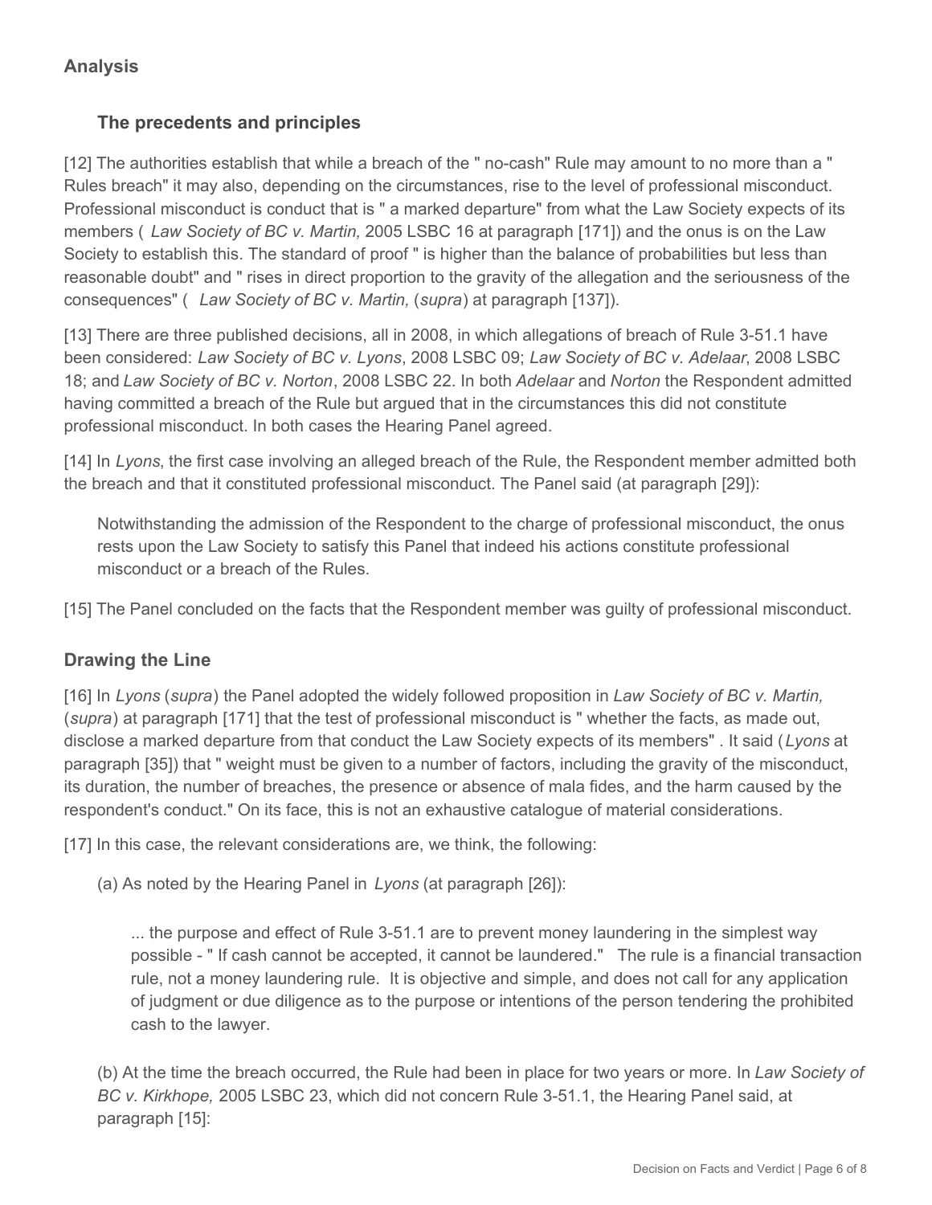## Analysis

### The precedents and principles

[12] The authorities establish that while a breach of the " no-cash" Rule may amount to no more than a " Rules breach" it may also, depending on the circumstances, rise to the level of professional misconduct. Professional misconduct is conduct that is " a marked departure" from what the Law Society expects of its members ( *Law Society of BC v. Martin,* 2005 LSBC 16 at paragraph [171]) and the onus is on the Law Society to establish this. The standard of proof " is higher than the balance of probabilities but less than reasonable doubt" and " rises in direct proportion to the gravity of the allegation and the seriousness of the consequences" ( *Law Society of BC v. Martin,* (*supra*) at paragraph [137]).

[13] There are three published decisions, all in 2008, in which allegations of breach of Rule 3-51.1 have been considered: *Law Society of BC v. Lyons*, 2008 LSBC 09; *Law Society of BC v. Adelaar*, 2008 LSBC 18; and *Law Society of BC v. Norton*, 2008 LSBC 22. In both *Adelaar* and *Norton* the Respondent admitted having committed a breach of the Rule but argued that in the circumstances this did not constitute professional misconduct. In both cases the Hearing Panel agreed.

[14] In *Lyons*, the first case involving an alleged breach of the Rule, the Respondent member admitted both the breach and that it constituted professional misconduct. The Panel said (at paragraph [29]):

> Notwithstanding the admission of the Respondent to the charge of professional misconduct, the onus rests upon the Law Society to satisfy this Panel that indeed his actions constitute professional misconduct or a breach of the Rules.

[15] The Panel concluded on the facts that the Respondent member was guilty of professional misconduct.

## Drawing the Line

[16] In *Lyons* (*supra*) the Panel adopted the widely followed proposition in *Law Society of BC v. Martin,* (*supra*) at paragraph [171] that the test of professional misconduct is " whether the facts, as made out, disclose a marked departure from that conduct the Law Society expects of its members" . It said (*Lyons* at paragraph [35]) that " weight must be given to a number of factors, including the gravity of the misconduct, its duration, the number of breaches, the presence or absence of mala fides, and the harm caused by the respondent's conduct." On its face, this is not an exhaustive catalogue of material considerations.

[17] In this case, the relevant considerations are, we think, the following:

(a) As noted by the Hearing Panel in *Lyons* (at paragraph [26]):

> ... the purpose and effect of Rule 3-51.1 are to prevent money laundering in the simplest way possible - " If cash cannot be accepted, it cannot be laundered." The rule is a financial transaction rule, not a money laundering rule. It is objective and simple, and does not call for any application of judgment or due diligence as to the purpose or intentions of the person tendering the prohibited cash to the lawyer.

(b) At the time the breach occurred, the Rule had been in place for two years or more. In *Law Society of BC v. Kirkhope,* 2005 LSBC 23, which did not concern Rule 3-51.1, the Hearing Panel said, at paragraph [15]: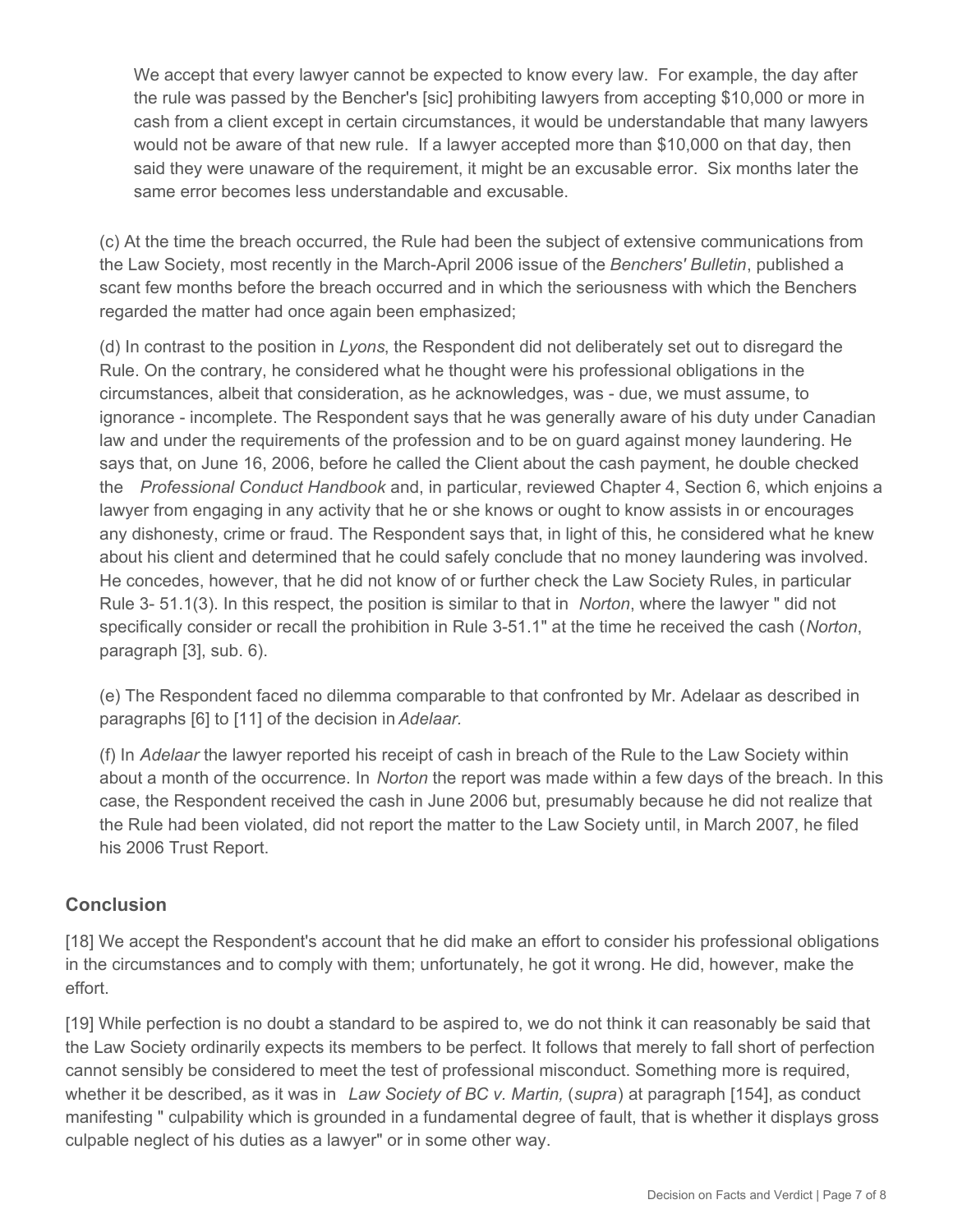> We accept that every lawyer cannot be expected to know every law. For example, the day after the rule was passed by the Bencher's [sic] prohibiting lawyers from accepting $10,000 or more in cash from a client except in certain circumstances, it would be understandable that many lawyers would not be aware of that new rule. If a lawyer accepted more than $10,000 on that day, then said they were unaware of the requirement, it might be an excusable error. Six months later the same error becomes less understandable and excusable.

(c) At the time the breach occurred, the Rule had been the subject of extensive communications from the Law Society, most recently in the March-April 2006 issue of the *Benchers' Bulletin*, published a scant few months before the breach occurred and in which the seriousness with which the Benchers regarded the matter had once again been emphasized;

(d) In contrast to the position in *Lyons*, the Respondent did not deliberately set out to disregard the Rule. On the contrary, he considered what he thought were his professional obligations in the circumstances, albeit that consideration, as he acknowledges, was - due, we must assume, to ignorance - incomplete. The Respondent says that he was generally aware of his duty under Canadian law and under the requirements of the profession and to be on guard against money laundering. He says that, on June 16, 2006, before he called the Client about the cash payment, he double checked the *Professional Conduct Handbook* and, in particular, reviewed Chapter 4, Section 6, which enjoins a lawyer from engaging in any activity that he or she knows or ought to know assists in or encourages any dishonesty, crime or fraud. The Respondent says that, in light of this, he considered what he knew about his client and determined that he could safely conclude that no money laundering was involved. He concedes, however, that he did not know of or further check the Law Society Rules, in particular Rule 3- 51.1(3). In this respect, the position is similar to that in *Norton*, where the lawyer " did not specifically consider or recall the prohibition in Rule 3-51.1" at the time he received the cash (*Norton*, paragraph [3], sub. 6).

(e) The Respondent faced no dilemma comparable to that confronted by Mr. Adelaar as described in paragraphs [6] to [11] of the decision in *Adelaar.*

(f) In *Adelaar* the lawyer reported his receipt of cash in breach of the Rule to the Law Society within about a month of the occurrence. In *Norton* the report was made within a few days of the breach. In this case, the Respondent received the cash in June 2006 but, presumably because he did not realize that the Rule had been violated, did not report the matter to the Law Society until, in March 2007, he filed his 2006 Trust Report.

## Conclusion

[18] We accept the Respondent's account that he did make an effort to consider his professional obligations in the circumstances and to comply with them; unfortunately, he got it wrong. He did, however, make the effort.

[19] While perfection is no doubt a standard to be aspired to, we do not think it can reasonably be said that the Law Society ordinarily expects its members to be perfect. It follows that merely to fall short of perfection cannot sensibly be considered to meet the test of professional misconduct. Something more is required, whether it be described, as it was in *Law Society of BC v. Martin,* (*supra*) at paragraph [154], as conduct manifesting " culpability which is grounded in a fundamental degree of fault, that is whether it displays gross culpable neglect of his duties as a lawyer" or in some other way.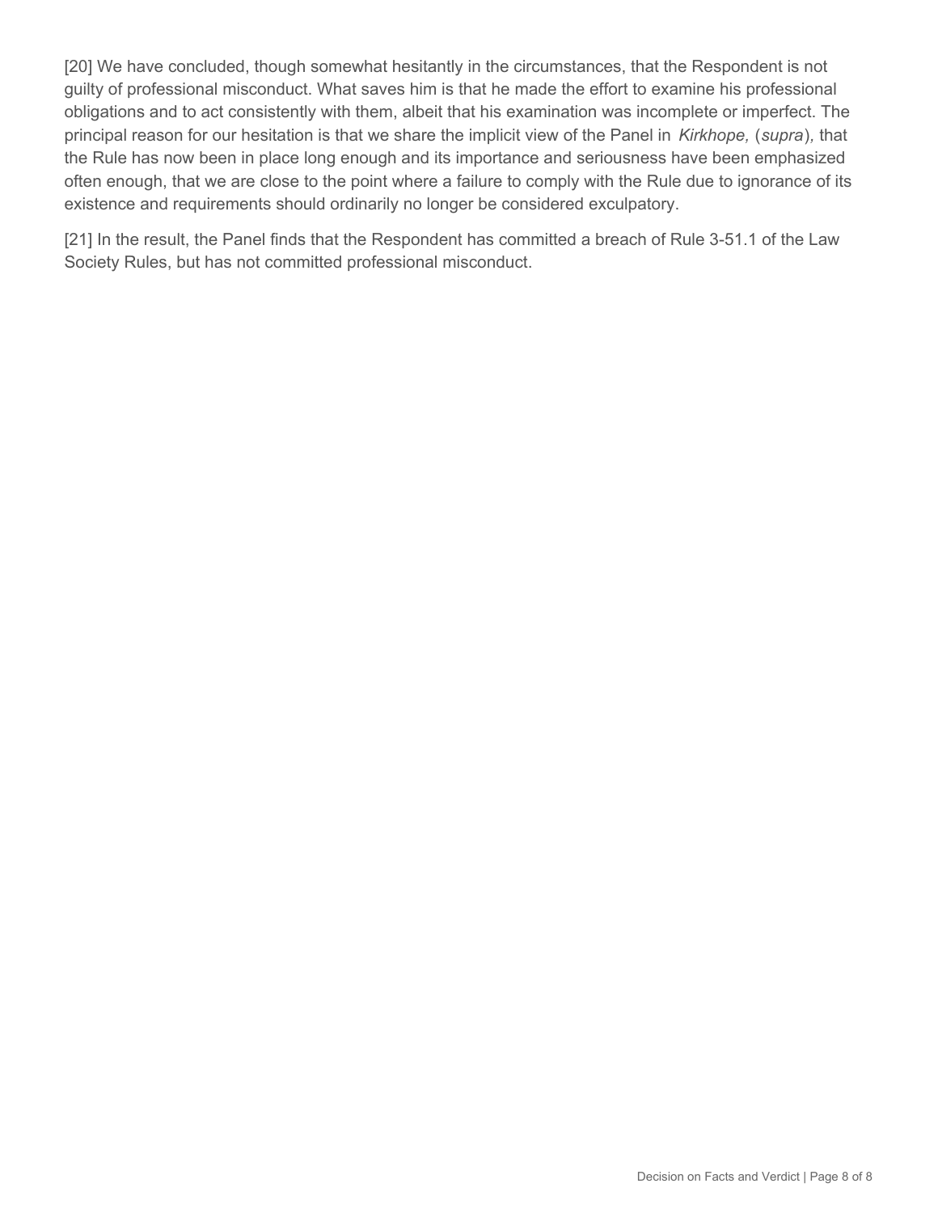[20] We have concluded, though somewhat hesitantly in the circumstances, that the Respondent is not guilty of professional misconduct. What saves him is that he made the effort to examine his professional obligations and to act consistently with them, albeit that his examination was incomplete or imperfect. The principal reason for our hesitation is that we share the implicit view of the Panel in *Kirkhope,* (*supra*)*,* that the Rule has now been in place long enough and its importance and seriousness have been emphasized often enough, that we are close to the point where a failure to comply with the Rule due to ignorance of its existence and requirements should ordinarily no longer be considered exculpatory.

[21] In the result, the Panel finds that the Respondent has committed a breach of Rule 3-51.1 of the Law Society Rules, but has not committed professional misconduct.